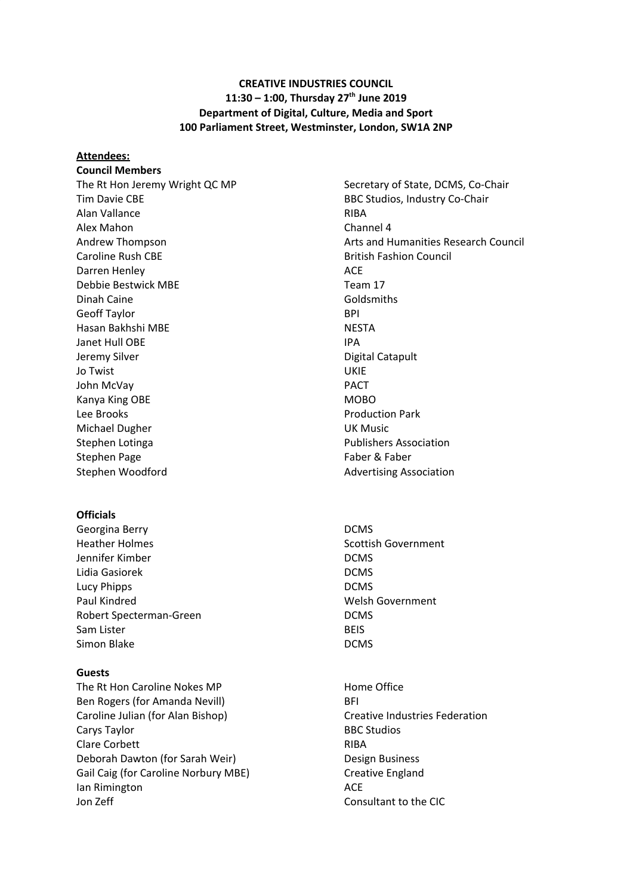**CREATIVE INDUSTRIES COUNCIL**
**11:30 – 1:00, Thursday 27th June 2019**
**Department of Digital, Culture, Media and Sport**
**100 Parliament Street, Westminster, London, SW1A 2NP**

**Attendees:**

**Council Members**

| | |
|---|---|
| The Rt Hon Jeremy Wright QC MP | Secretary of State, DCMS, Co-Chair |
| Tim Davie CBE | BBC Studios, Industry Co-Chair |
| Alan Vallance | RIBA |
| Alex Mahon | Channel 4 |
| Andrew Thompson | Arts and Humanities Research Council |
| Caroline Rush CBE | British Fashion Council |
| Darren Henley | ACE |
| Debbie Bestwick MBE | Team 17 |
| Dinah Caine | Goldsmiths |
| Geoff Taylor | BPI |
| Hasan Bakhshi MBE | NESTA |
| Janet Hull OBE | IPA |
| Jeremy Silver | Digital Catapult |
| Jo Twist | UKIE |
| John McVay | PACT |
| Kanya King OBE | MOBO |
| Lee Brooks | Production Park |
| Michael Dugher | UK Music |
| Stephen Lotinga | Publishers Association |
| Stephen Page | Faber & Faber |
| Stephen Woodford | Advertising Association |

**Officials**

| | |
|---|---|
| Georgina Berry | DCMS |
| Heather Holmes | Scottish Government |
| Jennifer Kimber | DCMS |
| Lidia Gasiorek | DCMS |
| Lucy Phipps | DCMS |
| Paul Kindred | Welsh Government |
| Robert Specterman-Green | DCMS |
| Sam Lister | BEIS |
| Simon Blake | DCMS |

**Guests**

| | |
|---|---|
| The Rt Hon Caroline Nokes MP | Home Office |
| Ben Rogers (for Amanda Nevill) | BFI |
| Caroline Julian (for Alan Bishop) | Creative Industries Federation |
| Carys Taylor | BBC Studios |
| Clare Corbett | RIBA |
| Deborah Dawton (for Sarah Weir) | Design Business |
| Gail Caig (for Caroline Norbury MBE) | Creative England |
| Ian Rimington | ACE |
| Jon Zeff | Consultant to the CIC |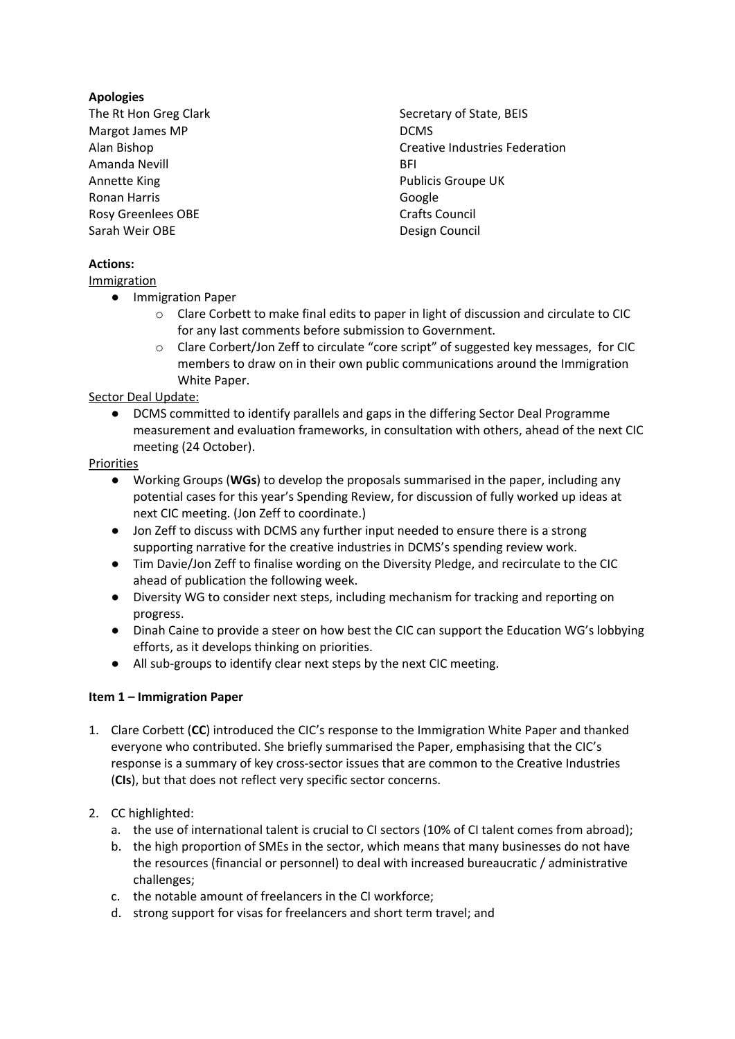**Apologies**

| | |
|---|---|
| The Rt Hon Greg Clark | Secretary of State, BEIS |
| Margot James MP | DCMS |
| Alan Bishop | Creative Industries Federation |
| Amanda Nevill | BFI |
| Annette King | Publicis Groupe UK |
| Ronan Harris | Google |
| Rosy Greenlees OBE | Crafts Council |
| Sarah Weir OBE | Design Council |

**Actions:**

Immigration

- Immigration Paper
  - Clare Corbett to make final edits to paper in light of discussion and circulate to CIC for any last comments before submission to Government.
  - Clare Corbert/Jon Zeff to circulate "core script" of suggested key messages, for CIC members to draw on in their own public communications around the Immigration White Paper.

Sector Deal Update:

- DCMS committed to identify parallels and gaps in the differing Sector Deal Programme measurement and evaluation frameworks, in consultation with others, ahead of the next CIC meeting (24 October).

Priorities

- Working Groups (**WGs**) to develop the proposals summarised in the paper, including any potential cases for this year's Spending Review, for discussion of fully worked up ideas at next CIC meeting. (Jon Zeff to coordinate.)
- Jon Zeff to discuss with DCMS any further input needed to ensure there is a strong supporting narrative for the creative industries in DCMS's spending review work.
- Tim Davie/Jon Zeff to finalise wording on the Diversity Pledge, and recirculate to the CIC ahead of publication the following week.
- Diversity WG to consider next steps, including mechanism for tracking and reporting on progress.
- Dinah Caine to provide a steer on how best the CIC can support the Education WG's lobbying efforts, as it develops thinking on priorities.
- All sub-groups to identify clear next steps by the next CIC meeting.

**Item 1 – Immigration Paper**

1. Clare Corbett (**CC**) introduced the CIC's response to the Immigration White Paper and thanked everyone who contributed. She briefly summarised the Paper, emphasising that the CIC's response is a summary of key cross-sector issues that are common to the Creative Industries (**CIs**), but that does not reflect very specific sector concerns.

2. CC highlighted:
   a. the use of international talent is crucial to CI sectors (10% of CI talent comes from abroad);
   b. the high proportion of SMEs in the sector, which means that many businesses do not have the resources (financial or personnel) to deal with increased bureaucratic / administrative challenges;
   c. the notable amount of freelancers in the CI workforce;
   d. strong support for visas for freelancers and short term travel; and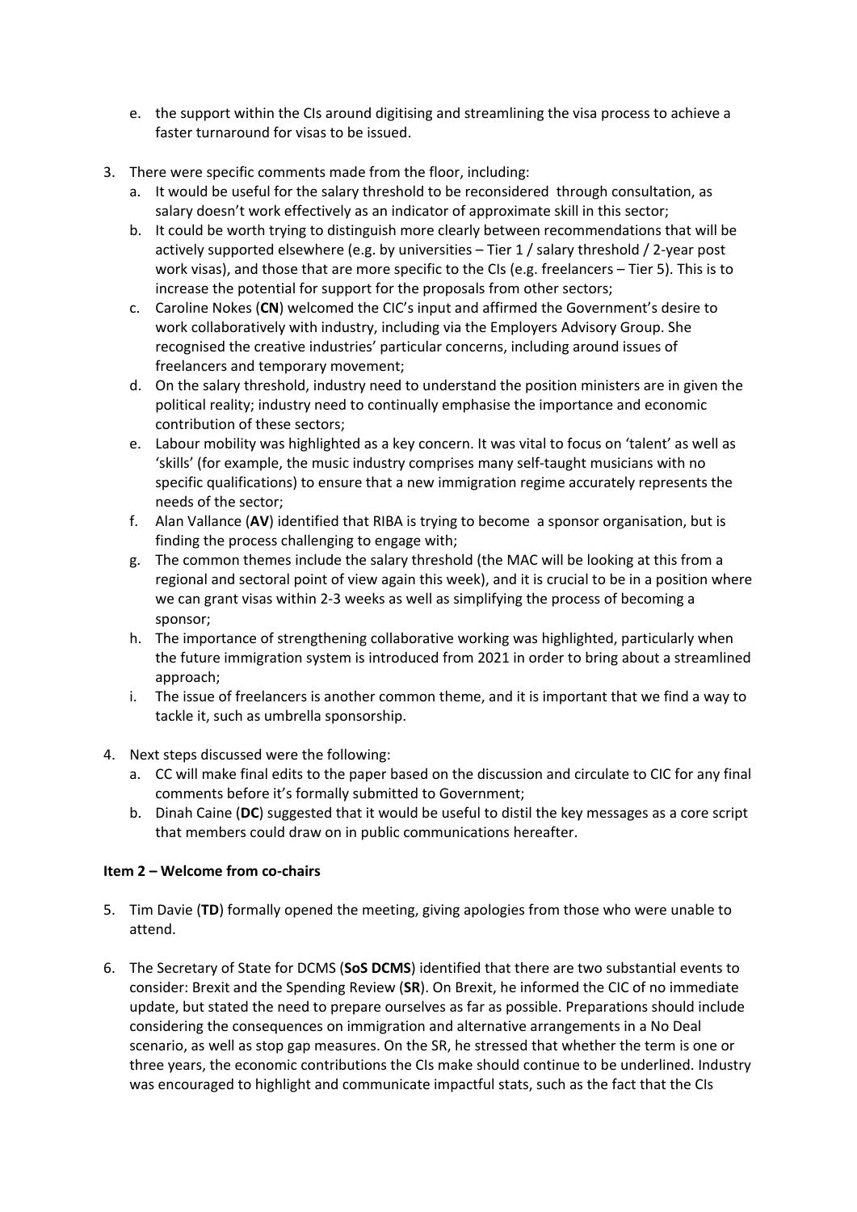e. the support within the CIs around digitising and streamlining the visa process to achieve a faster turnaround for visas to be issued.

3. There were specific comments made from the floor, including:
   a. It would be useful for the salary threshold to be reconsidered through consultation, as salary doesn't work effectively as an indicator of approximate skill in this sector;
   b. It could be worth trying to distinguish more clearly between recommendations that will be actively supported elsewhere (e.g. by universities – Tier 1 / salary threshold / 2-year post work visas), and those that are more specific to the CIs (e.g. freelancers – Tier 5). This is to increase the potential for support for the proposals from other sectors;
   c. Caroline Nokes (**CN**) welcomed the CIC's input and affirmed the Government's desire to work collaboratively with industry, including via the Employers Advisory Group. She recognised the creative industries' particular concerns, including around issues of freelancers and temporary movement;
   d. On the salary threshold, industry need to understand the position ministers are in given the political reality; industry need to continually emphasise the importance and economic contribution of these sectors;
   e. Labour mobility was highlighted as a key concern. It was vital to focus on 'talent' as well as 'skills' (for example, the music industry comprises many self-taught musicians with no specific qualifications) to ensure that a new immigration regime accurately represents the needs of the sector;
   f. Alan Vallance (**AV**) identified that RIBA is trying to become a sponsor organisation, but is finding the process challenging to engage with;
   g. The common themes include the salary threshold (the MAC will be looking at this from a regional and sectoral point of view again this week), and it is crucial to be in a position where we can grant visas within 2-3 weeks as well as simplifying the process of becoming a sponsor;
   h. The importance of strengthening collaborative working was highlighted, particularly when the future immigration system is introduced from 2021 in order to bring about a streamlined approach;
   i. The issue of freelancers is another common theme, and it is important that we find a way to tackle it, such as umbrella sponsorship.

4. Next steps discussed were the following:
   a. CC will make final edits to the paper based on the discussion and circulate to CIC for any final comments before it's formally submitted to Government;
   b. Dinah Caine (**DC**) suggested that it would be useful to distil the key messages as a core script that members could draw on in public communications hereafter.

**Item 2 – Welcome from co-chairs**

5. Tim Davie (**TD**) formally opened the meeting, giving apologies from those who were unable to attend.

6. The Secretary of State for DCMS (**SoS DCMS**) identified that there are two substantial events to consider: Brexit and the Spending Review (**SR**). On Brexit, he informed the CIC of no immediate update, but stated the need to prepare ourselves as far as possible. Preparations should include considering the consequences on immigration and alternative arrangements in a No Deal scenario, as well as stop gap measures. On the SR, he stressed that whether the term is one or three years, the economic contributions the CIs make should continue to be underlined. Industry was encouraged to highlight and communicate impactful stats, such as the fact that the CIs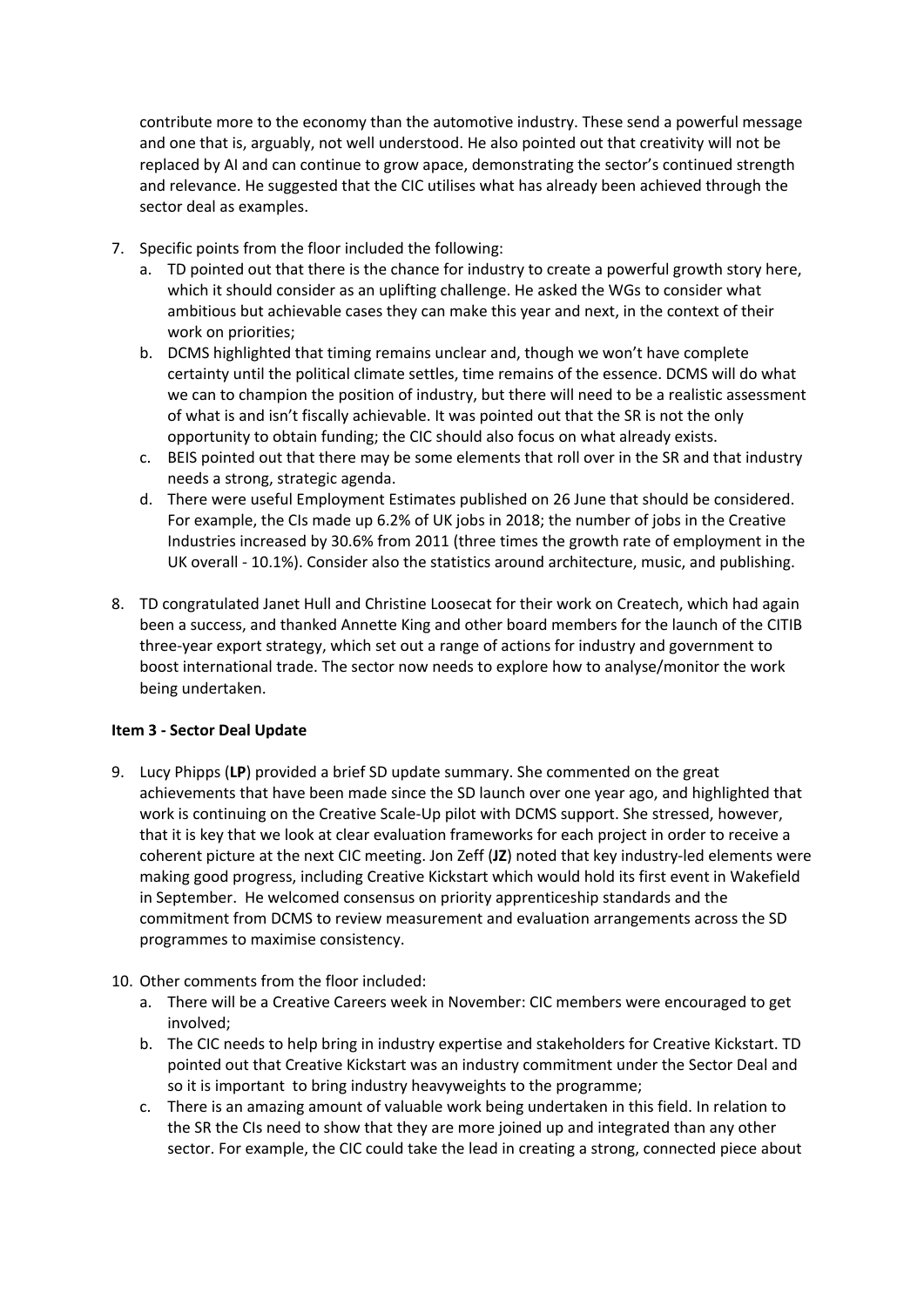contribute more to the economy than the automotive industry. These send a powerful message and one that is, arguably, not well understood. He also pointed out that creativity will not be replaced by AI and can continue to grow apace, demonstrating the sector's continued strength and relevance. He suggested that the CIC utilises what has already been achieved through the sector deal as examples.

7. Specific points from the floor included the following:
   a. TD pointed out that there is the chance for industry to create a powerful growth story here, which it should consider as an uplifting challenge. He asked the WGs to consider what ambitious but achievable cases they can make this year and next, in the context of their work on priorities;
   b. DCMS highlighted that timing remains unclear and, though we won't have complete certainty until the political climate settles, time remains of the essence. DCMS will do what we can to champion the position of industry, but there will need to be a realistic assessment of what is and isn't fiscally achievable. It was pointed out that the SR is not the only opportunity to obtain funding; the CIC should also focus on what already exists.
   c. BEIS pointed out that there may be some elements that roll over in the SR and that industry needs a strong, strategic agenda.
   d. There were useful Employment Estimates published on 26 June that should be considered. For example, the CIs made up 6.2% of UK jobs in 2018; the number of jobs in the Creative Industries increased by 30.6% from 2011 (three times the growth rate of employment in the UK overall - 10.1%). Consider also the statistics around architecture, music, and publishing.

8. TD congratulated Janet Hull and Christine Loosecat for their work on Createch, which had again been a success, and thanked Annette King and other board members for the launch of the CITIB three-year export strategy, which set out a range of actions for industry and government to boost international trade. The sector now needs to explore how to analyse/monitor the work being undertaken.

**Item 3 - Sector Deal Update**

9. Lucy Phipps (**LP**) provided a brief SD update summary. She commented on the great achievements that have been made since the SD launch over one year ago, and highlighted that work is continuing on the Creative Scale-Up pilot with DCMS support. She stressed, however, that it is key that we look at clear evaluation frameworks for each project in order to receive a coherent picture at the next CIC meeting. Jon Zeff (**JZ**) noted that key industry-led elements were making good progress, including Creative Kickstart which would hold its first event in Wakefield in September. He welcomed consensus on priority apprenticeship standards and the commitment from DCMS to review measurement and evaluation arrangements across the SD programmes to maximise consistency.

10. Other comments from the floor included:
    a. There will be a Creative Careers week in November: CIC members were encouraged to get involved;
    b. The CIC needs to help bring in industry expertise and stakeholders for Creative Kickstart. TD pointed out that Creative Kickstart was an industry commitment under the Sector Deal and so it is important to bring industry heavyweights to the programme;
    c. There is an amazing amount of valuable work being undertaken in this field. In relation to the SR the CIs need to show that they are more joined up and integrated than any other sector. For example, the CIC could take the lead in creating a strong, connected piece about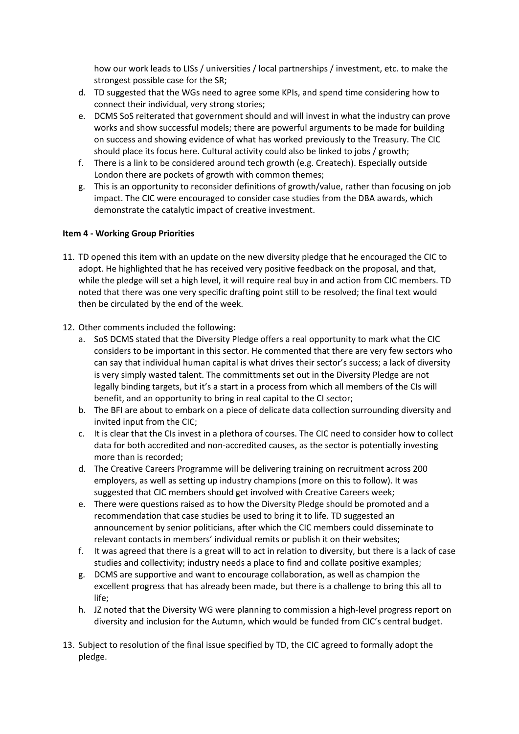how our work leads to LISs / universities / local partnerships / investment, etc. to make the strongest possible case for the SR;

d. TD suggested that the WGs need to agree some KPIs, and spend time considering how to connect their individual, very strong stories;
e. DCMS SoS reiterated that government should and will invest in what the industry can prove works and show successful models; there are powerful arguments to be made for building on success and showing evidence of what has worked previously to the Treasury. The CIC should place its focus here. Cultural activity could also be linked to jobs / growth;
f. There is a link to be considered around tech growth (e.g. Createch). Especially outside London there are pockets of growth with common themes;
g. This is an opportunity to reconsider definitions of growth/value, rather than focusing on job impact. The CIC were encouraged to consider case studies from the DBA awards, which demonstrate the catalytic impact of creative investment.

**Item 4 - Working Group Priorities**

11. TD opened this item with an update on the new diversity pledge that he encouraged the CIC to adopt. He highlighted that he has received very positive feedback on the proposal, and that, while the pledge will set a high level, it will require real buy in and action from CIC members. TD noted that there was one very specific drafting point still to be resolved; the final text would then be circulated by the end of the week.

12. Other comments included the following:
    a. SoS DCMS stated that the Diversity Pledge offers a real opportunity to mark what the CIC considers to be important in this sector. He commented that there are very few sectors who can say that individual human capital is what drives their sector's success; a lack of diversity is very simply wasted talent. The committments set out in the Diversity Pledge are not legally binding targets, but it's a start in a process from which all members of the CIs will benefit, and an opportunity to bring in real capital to the CI sector;
    b. The BFI are about to embark on a piece of delicate data collection surrounding diversity and invited input from the CIC;
    c. It is clear that the CIs invest in a plethora of courses. The CIC need to consider how to collect data for both accredited and non-accredited causes, as the sector is potentially investing more than is recorded;
    d. The Creative Careers Programme will be delivering training on recruitment across 200 employers, as well as setting up industry champions (more on this to follow). It was suggested that CIC members should get involved with Creative Careers week;
    e. There were questions raised as to how the Diversity Pledge should be promoted and a recommendation that case studies be used to bring it to life. TD suggested an announcement by senior politicians, after which the CIC members could disseminate to relevant contacts in members' individual remits or publish it on their websites;
    f. It was agreed that there is a great will to act in relation to diversity, but there is a lack of case studies and collectivity; industry needs a place to find and collate positive examples;
    g. DCMS are supportive and want to encourage collaboration, as well as champion the excellent progress that has already been made, but there is a challenge to bring this all to life;
    h. JZ noted that the Diversity WG were planning to commission a high-level progress report on diversity and inclusion for the Autumn, which would be funded from CIC's central budget.

13. Subject to resolution of the final issue specified by TD, the CIC agreed to formally adopt the pledge.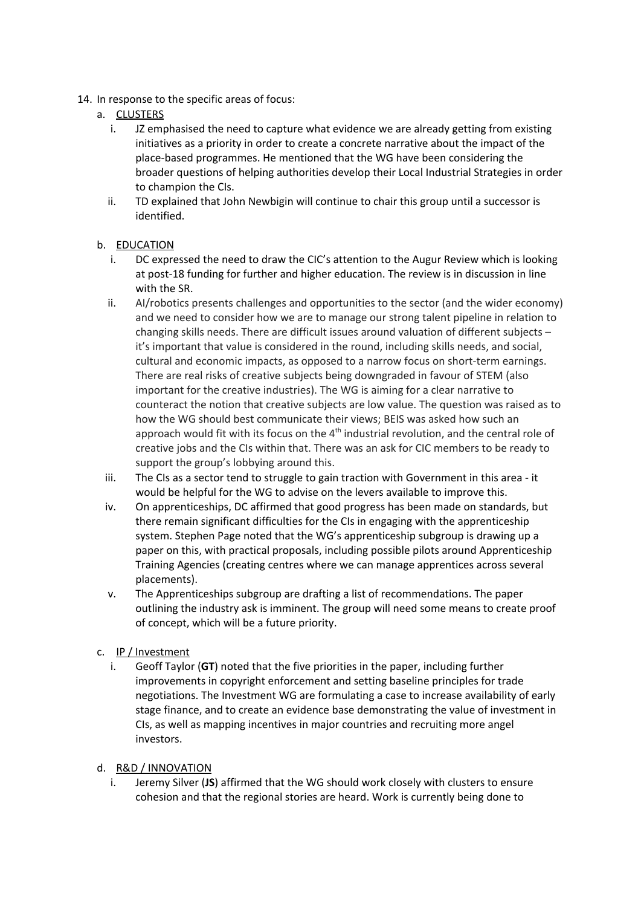14. In response to the specific areas of focus:
    a. <u>CLUSTERS</u>
        i. JZ emphasised the need to capture what evidence we are already getting from existing initiatives as a priority in order to create a concrete narrative about the impact of the place-based programmes. He mentioned that the WG have been considering the broader questions of helping authorities develop their Local Industrial Strategies in order to champion the CIs.
        ii. TD explained that John Newbigin will continue to chair this group until a successor is identified.

    b. <u>EDUCATION</u>
        i. DC expressed the need to draw the CIC's attention to the Augur Review which is looking at post-18 funding for further and higher education. The review is in discussion in line with the SR.
        ii. AI/robotics presents challenges and opportunities to the sector (and the wider economy) and we need to consider how we are to manage our strong talent pipeline in relation to changing skills needs. There are difficult issues around valuation of different subjects – it's important that value is considered in the round, including skills needs, and social, cultural and economic impacts, as opposed to a narrow focus on short-term earnings. There are real risks of creative subjects being downgraded in favour of STEM (also important for the creative industries). The WG is aiming for a clear narrative to counteract the notion that creative subjects are low value. The question was raised as to how the WG should best communicate their views; BEIS was asked how such an approach would fit with its focus on the 4th industrial revolution, and the central role of creative jobs and the CIs within that. There was an ask for CIC members to be ready to support the group's lobbying around this.
        iii. The CIs as a sector tend to struggle to gain traction with Government in this area - it would be helpful for the WG to advise on the levers available to improve this.
        iv. On apprenticeships, DC affirmed that good progress has been made on standards, but there remain significant difficulties for the CIs in engaging with the apprenticeship system. Stephen Page noted that the WG's apprenticeship subgroup is drawing up a paper on this, with practical proposals, including possible pilots around Apprenticeship Training Agencies (creating centres where we can manage apprentices across several placements).
        v. The Apprenticeships subgroup are drafting a list of recommendations. The paper outlining the industry ask is imminent. The group will need some means to create proof of concept, which will be a future priority.

    c. <u>IP / Investment</u>
        i. Geoff Taylor (**GT**) noted that the five priorities in the paper, including further improvements in copyright enforcement and setting baseline principles for trade negotiations. The Investment WG are formulating a case to increase availability of early stage finance, and to create an evidence base demonstrating the value of investment in CIs, as well as mapping incentives in major countries and recruiting more angel investors.

    d. <u>R&D / INNOVATION</u>
        i. Jeremy Silver (**JS**) affirmed that the WG should work closely with clusters to ensure cohesion and that the regional stories are heard. Work is currently being done to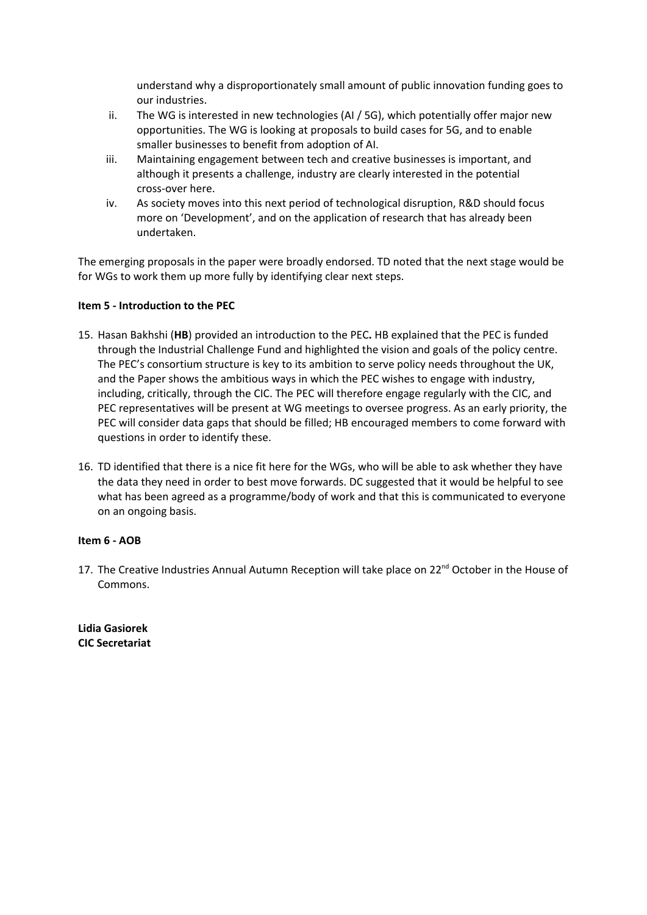understand why a disproportionately small amount of public innovation funding goes to our industries.

ii. The WG is interested in new technologies (AI / 5G), which potentially offer major new opportunities. The WG is looking at proposals to build cases for 5G, and to enable smaller businesses to benefit from adoption of AI.

iii. Maintaining engagement between tech and creative businesses is important, and although it presents a challenge, industry are clearly interested in the potential cross-over here.

iv. As society moves into this next period of technological disruption, R&D should focus more on 'Development', and on the application of research that has already been undertaken.

The emerging proposals in the paper were broadly endorsed. TD noted that the next stage would be for WGs to work them up more fully by identifying clear next steps.

**Item 5 - Introduction to the PEC**

15. Hasan Bakhshi (**HB**) provided an introduction to the PEC**.** HB explained that the PEC is funded through the Industrial Challenge Fund and highlighted the vision and goals of the policy centre. The PEC's consortium structure is key to its ambition to serve policy needs throughout the UK, and the Paper shows the ambitious ways in which the PEC wishes to engage with industry, including, critically, through the CIC. The PEC will therefore engage regularly with the CIC, and PEC representatives will be present at WG meetings to oversee progress. As an early priority, the PEC will consider data gaps that should be filled; HB encouraged members to come forward with questions in order to identify these.

16. TD identified that there is a nice fit here for the WGs, who will be able to ask whether they have the data they need in order to best move forwards. DC suggested that it would be helpful to see what has been agreed as a programme/body of work and that this is communicated to everyone on an ongoing basis.

**Item 6 - AOB**

17. The Creative Industries Annual Autumn Reception will take place on 22nd October in the House of Commons.

**Lidia Gasiorek**
**CIC Secretariat**